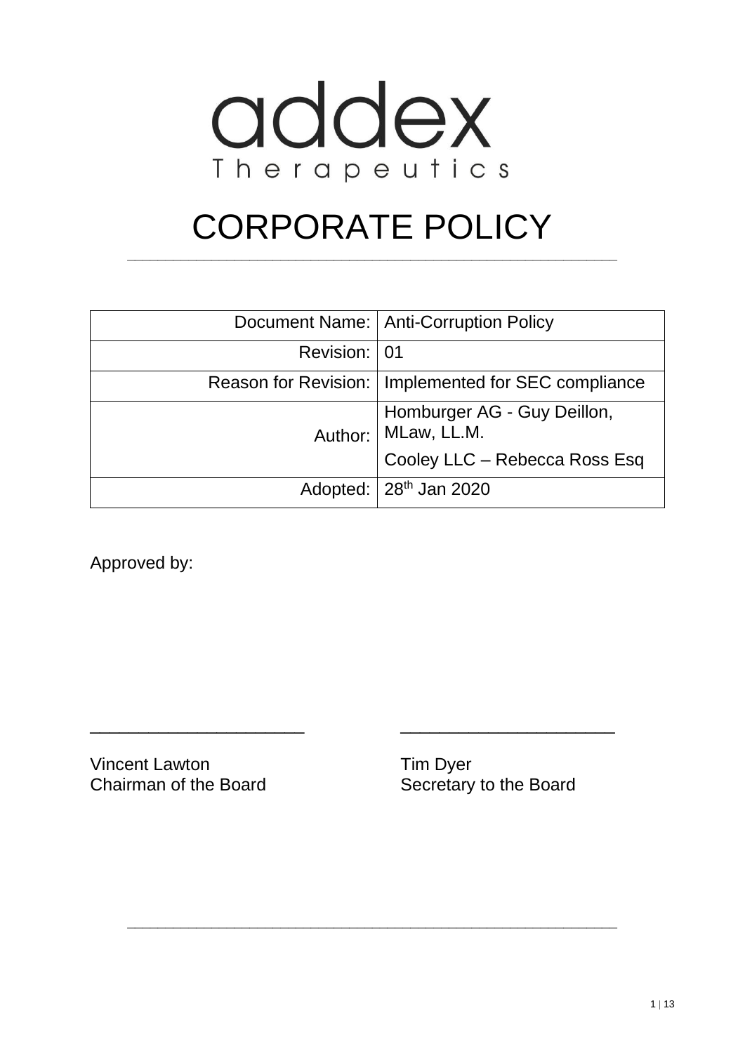addex
Therapeutics

# CORPORATE POLICY

| Document Name: | Anti-Corruption Policy |
|---|---|
| Revision: | 01 |
| Reason for Revision: | Implemented for SEC compliance |
| Author: | Homburger AG - Guy Deillon, MLaw, LL.M.<br>Cooley LLC – Rebecca Ross Esq |
| Adopted: | 28th Jan 2020 |

Approved by:

\_\_\_\_\_\_\_\_\_\_\_\_\_\_\_\_\_\_\_\_\_\_ \_\_\_\_\_\_\_\_\_\_\_\_\_\_\_\_\_\_\_\_\_\_

Vincent Lawton
Chairman of the Board

Tim Dyer
Secretary to the Board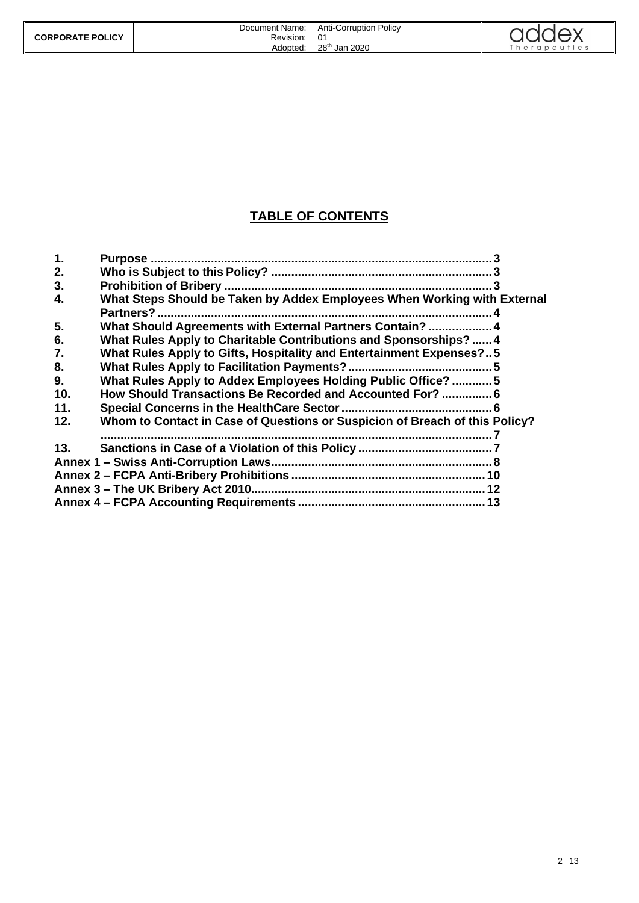## TABLE OF CONTENTS

1. **Purpose** ........ 3
2. **Who is Subject to this Policy?** ........ 3
3. **Prohibition of Bribery** ........ 3
4. **What Steps Should be Taken by Addex Employees When Working with External Partners?** ........ 4
5. **What Should Agreements with External Partners Contain?** ........ 4
6. **What Rules Apply to Charitable Contributions and Sponsorships?** ........ 4
7. **What Rules Apply to Gifts, Hospitality and Entertainment Expenses?** ........ 5
8. **What Rules Apply to Facilitation Payments?** ........ 5
9. **What Rules Apply to Addex Employees Holding Public Office?** ........ 5
10. **How Should Transactions Be Recorded and Accounted For?** ........ 6
11. **Special Concerns in the HealthCare Sector** ........ 6
12. **Whom to Contact in Case of Questions or Suspicion of Breach of this Policy?** ........ 7
13. **Sanctions in Case of a Violation of this Policy** ........ 7

**Annex 1 – Swiss Anti-Corruption Laws** ........ 8
**Annex 2 – FCPA Anti-Bribery Prohibitions** ........ 10
**Annex 3 – The UK Bribery Act 2010** ........ 12
**Annex 4 – FCPA Accounting Requirements** ........ 13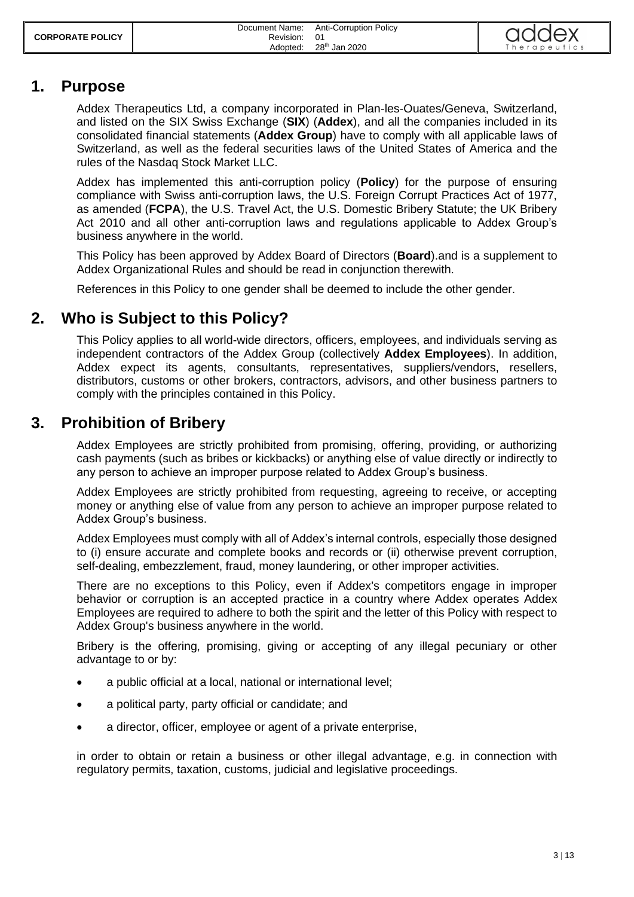## 1. Purpose

Addex Therapeutics Ltd, a company incorporated in Plan-les-Ouates/Geneva, Switzerland, and listed on the SIX Swiss Exchange (**SIX**) (**Addex**), and all the companies included in its consolidated financial statements (**Addex Group**) have to comply with all applicable laws of Switzerland, as well as the federal securities laws of the United States of America and the rules of the Nasdaq Stock Market LLC.

Addex has implemented this anti-corruption policy (**Policy**) for the purpose of ensuring compliance with Swiss anti-corruption laws, the U.S. Foreign Corrupt Practices Act of 1977, as amended (**FCPA**), the U.S. Travel Act, the U.S. Domestic Bribery Statute; the UK Bribery Act 2010 and all other anti-corruption laws and regulations applicable to Addex Group's business anywhere in the world.

This Policy has been approved by Addex Board of Directors (**Board**).and is a supplement to Addex Organizational Rules and should be read in conjunction therewith.

References in this Policy to one gender shall be deemed to include the other gender.

## 2. Who is Subject to this Policy?

This Policy applies to all world-wide directors, officers, employees, and individuals serving as independent contractors of the Addex Group (collectively **Addex Employees**). In addition, Addex expect its agents, consultants, representatives, suppliers/vendors, resellers, distributors, customs or other brokers, contractors, advisors, and other business partners to comply with the principles contained in this Policy.

## 3. Prohibition of Bribery

Addex Employees are strictly prohibited from promising, offering, providing, or authorizing cash payments (such as bribes or kickbacks) or anything else of value directly or indirectly to any person to achieve an improper purpose related to Addex Group's business.

Addex Employees are strictly prohibited from requesting, agreeing to receive, or accepting money or anything else of value from any person to achieve an improper purpose related to Addex Group's business.

Addex Employees must comply with all of Addex's internal controls, especially those designed to (i) ensure accurate and complete books and records or (ii) otherwise prevent corruption, self-dealing, embezzlement, fraud, money laundering, or other improper activities.

There are no exceptions to this Policy, even if Addex's competitors engage in improper behavior or corruption is an accepted practice in a country where Addex operates Addex Employees are required to adhere to both the spirit and the letter of this Policy with respect to Addex Group's business anywhere in the world.

Bribery is the offering, promising, giving or accepting of any illegal pecuniary or other advantage to or by:

- a public official at a local, national or international level;
- a political party, party official or candidate; and
- a director, officer, employee or agent of a private enterprise,

in order to obtain or retain a business or other illegal advantage, e.g. in connection with regulatory permits, taxation, customs, judicial and legislative proceedings.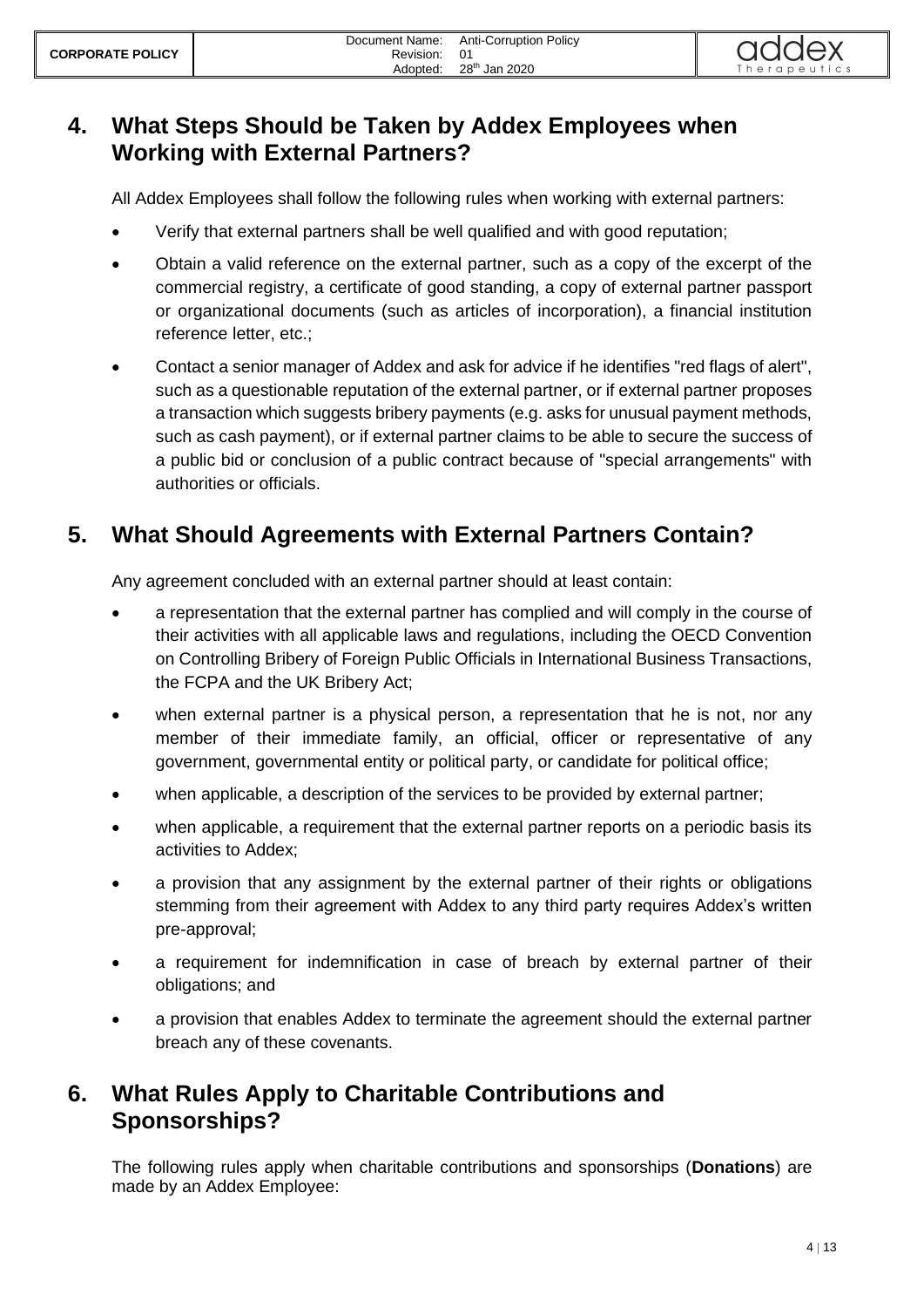## 4. What Steps Should be Taken by Addex Employees when Working with External Partners?

All Addex Employees shall follow the following rules when working with external partners:

- Verify that external partners shall be well qualified and with good reputation;
- Obtain a valid reference on the external partner, such as a copy of the excerpt of the commercial registry, a certificate of good standing, a copy of external partner passport or organizational documents (such as articles of incorporation), a financial institution reference letter, etc.;
- Contact a senior manager of Addex and ask for advice if he identifies "red flags of alert", such as a questionable reputation of the external partner, or if external partner proposes a transaction which suggests bribery payments (e.g. asks for unusual payment methods, such as cash payment), or if external partner claims to be able to secure the success of a public bid or conclusion of a public contract because of "special arrangements" with authorities or officials.

## 5. What Should Agreements with External Partners Contain?

Any agreement concluded with an external partner should at least contain:

- a representation that the external partner has complied and will comply in the course of their activities with all applicable laws and regulations, including the OECD Convention on Controlling Bribery of Foreign Public Officials in International Business Transactions, the FCPA and the UK Bribery Act;
- when external partner is a physical person, a representation that he is not, nor any member of their immediate family, an official, officer or representative of any government, governmental entity or political party, or candidate for political office;
- when applicable, a description of the services to be provided by external partner;
- when applicable, a requirement that the external partner reports on a periodic basis its activities to Addex;
- a provision that any assignment by the external partner of their rights or obligations stemming from their agreement with Addex to any third party requires Addex's written pre-approval;
- a requirement for indemnification in case of breach by external partner of their obligations; and
- a provision that enables Addex to terminate the agreement should the external partner breach any of these covenants.

## 6. What Rules Apply to Charitable Contributions and Sponsorships?

The following rules apply when charitable contributions and sponsorships (**Donations**) are made by an Addex Employee: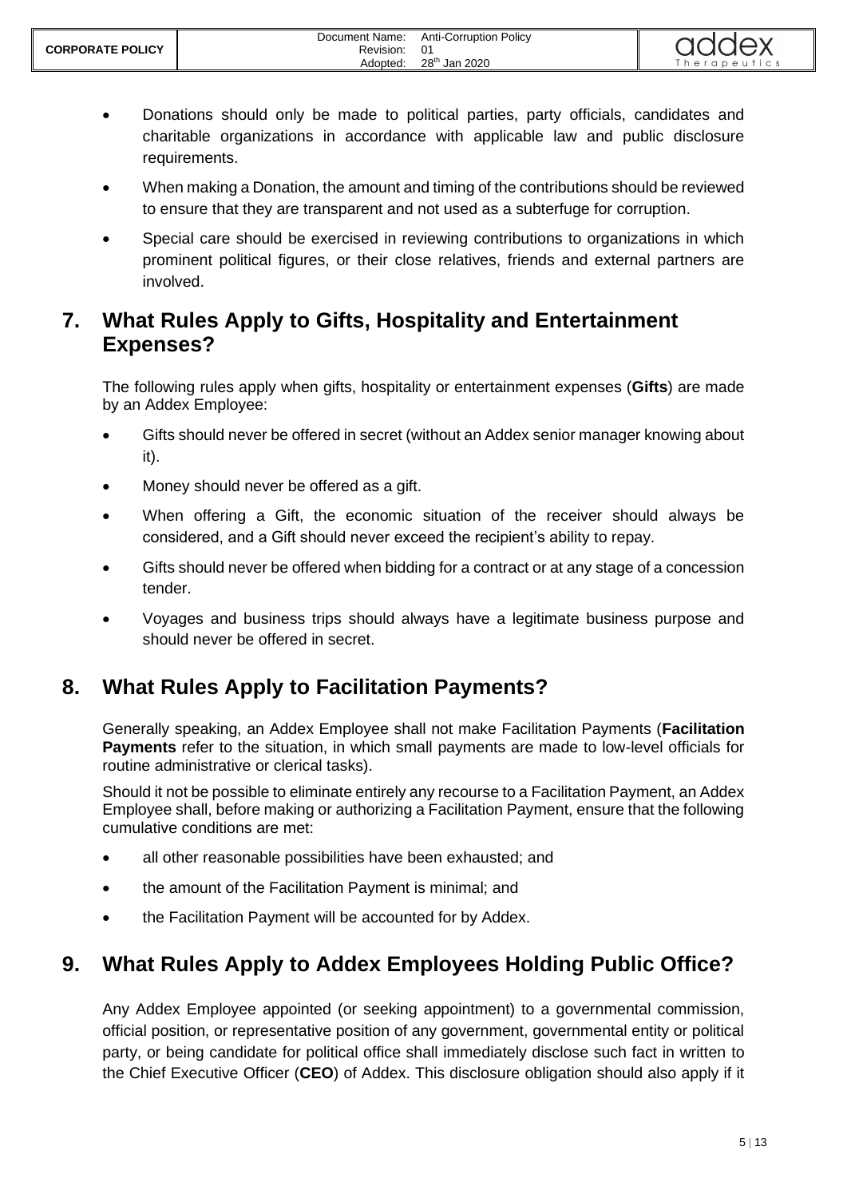- Donations should only be made to political parties, party officials, candidates and charitable organizations in accordance with applicable law and public disclosure requirements.
- When making a Donation, the amount and timing of the contributions should be reviewed to ensure that they are transparent and not used as a subterfuge for corruption.
- Special care should be exercised in reviewing contributions to organizations in which prominent political figures, or their close relatives, friends and external partners are involved.

## 7. What Rules Apply to Gifts, Hospitality and Entertainment Expenses?

The following rules apply when gifts, hospitality or entertainment expenses (**Gifts**) are made by an Addex Employee:

- Gifts should never be offered in secret (without an Addex senior manager knowing about it).
- Money should never be offered as a gift.
- When offering a Gift, the economic situation of the receiver should always be considered, and a Gift should never exceed the recipient's ability to repay.
- Gifts should never be offered when bidding for a contract or at any stage of a concession tender.
- Voyages and business trips should always have a legitimate business purpose and should never be offered in secret.

## 8. What Rules Apply to Facilitation Payments?

Generally speaking, an Addex Employee shall not make Facilitation Payments (**Facilitation Payments** refer to the situation, in which small payments are made to low-level officials for routine administrative or clerical tasks).

Should it not be possible to eliminate entirely any recourse to a Facilitation Payment, an Addex Employee shall, before making or authorizing a Facilitation Payment, ensure that the following cumulative conditions are met:

- all other reasonable possibilities have been exhausted; and
- the amount of the Facilitation Payment is minimal; and
- the Facilitation Payment will be accounted for by Addex.

## 9. What Rules Apply to Addex Employees Holding Public Office?

Any Addex Employee appointed (or seeking appointment) to a governmental commission, official position, or representative position of any government, governmental entity or political party, or being candidate for political office shall immediately disclose such fact in written to the Chief Executive Officer (**CEO**) of Addex. This disclosure obligation should also apply if it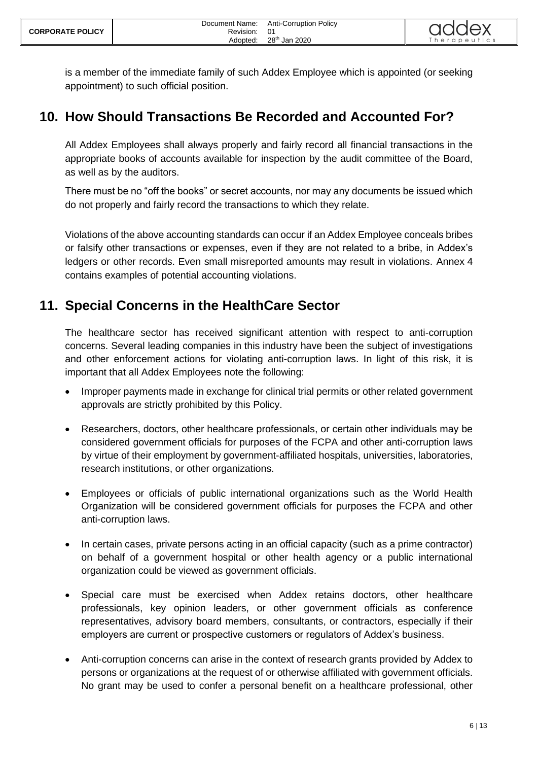is a member of the immediate family of such Addex Employee which is appointed (or seeking appointment) to such official position.

## 10. How Should Transactions Be Recorded and Accounted For?

All Addex Employees shall always properly and fairly record all financial transactions in the appropriate books of accounts available for inspection by the audit committee of the Board, as well as by the auditors.

There must be no "off the books" or secret accounts, nor may any documents be issued which do not properly and fairly record the transactions to which they relate.

Violations of the above accounting standards can occur if an Addex Employee conceals bribes or falsify other transactions or expenses, even if they are not related to a bribe, in Addex's ledgers or other records. Even small misreported amounts may result in violations. Annex 4 contains examples of potential accounting violations.

## 11. Special Concerns in the HealthCare Sector

The healthcare sector has received significant attention with respect to anti-corruption concerns. Several leading companies in this industry have been the subject of investigations and other enforcement actions for violating anti-corruption laws. In light of this risk, it is important that all Addex Employees note the following:

- Improper payments made in exchange for clinical trial permits or other related government approvals are strictly prohibited by this Policy.
- Researchers, doctors, other healthcare professionals, or certain other individuals may be considered government officials for purposes of the FCPA and other anti-corruption laws by virtue of their employment by government-affiliated hospitals, universities, laboratories, research institutions, or other organizations.
- Employees or officials of public international organizations such as the World Health Organization will be considered government officials for purposes the FCPA and other anti-corruption laws.
- In certain cases, private persons acting in an official capacity (such as a prime contractor) on behalf of a government hospital or other health agency or a public international organization could be viewed as government officials.
- Special care must be exercised when Addex retains doctors, other healthcare professionals, key opinion leaders, or other government officials as conference representatives, advisory board members, consultants, or contractors, especially if their employers are current or prospective customers or regulators of Addex's business.
- Anti-corruption concerns can arise in the context of research grants provided by Addex to persons or organizations at the request of or otherwise affiliated with government officials. No grant may be used to confer a personal benefit on a healthcare professional, other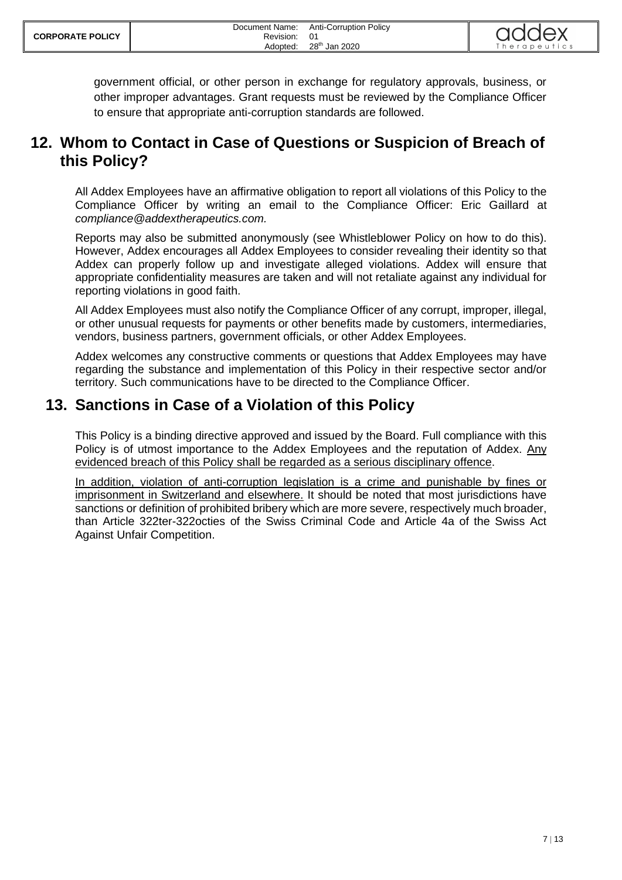government official, or other person in exchange for regulatory approvals, business, or other improper advantages. Grant requests must be reviewed by the Compliance Officer to ensure that appropriate anti-corruption standards are followed.

## 12. Whom to Contact in Case of Questions or Suspicion of Breach of this Policy?

All Addex Employees have an affirmative obligation to report all violations of this Policy to the Compliance Officer by writing an email to the Compliance Officer: Eric Gaillard at *compliance@addextherapeutics.com.*

Reports may also be submitted anonymously (see Whistleblower Policy on how to do this). However, Addex encourages all Addex Employees to consider revealing their identity so that Addex can properly follow up and investigate alleged violations. Addex will ensure that appropriate confidentiality measures are taken and will not retaliate against any individual for reporting violations in good faith.

All Addex Employees must also notify the Compliance Officer of any corrupt, improper, illegal, or other unusual requests for payments or other benefits made by customers, intermediaries, vendors, business partners, government officials, or other Addex Employees.

Addex welcomes any constructive comments or questions that Addex Employees may have regarding the substance and implementation of this Policy in their respective sector and/or territory. Such communications have to be directed to the Compliance Officer.

## 13. Sanctions in Case of a Violation of this Policy

This Policy is a binding directive approved and issued by the Board. Full compliance with this Policy is of utmost importance to the Addex Employees and the reputation of Addex. <u>Any evidenced breach of this Policy shall be regarded as a serious disciplinary offence</u>.

<u>In addition, violation of anti-corruption legislation is a crime and punishable by fines or imprisonment in Switzerland and elsewhere.</u> It should be noted that most jurisdictions have sanctions or definition of prohibited bribery which are more severe, respectively much broader, than Article 322ter-322octies of the Swiss Criminal Code and Article 4a of the Swiss Act Against Unfair Competition.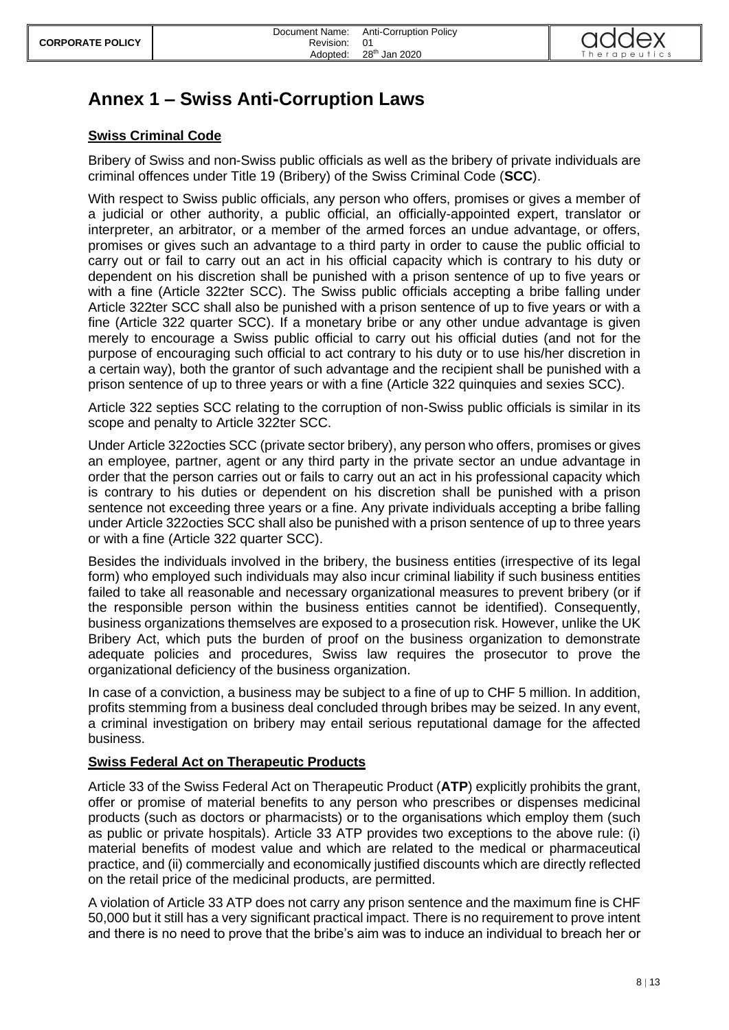# Annex 1 – Swiss Anti-Corruption Laws

## Swiss Criminal Code

Bribery of Swiss and non-Swiss public officials as well as the bribery of private individuals are criminal offences under Title 19 (Bribery) of the Swiss Criminal Code (**SCC**).

With respect to Swiss public officials, any person who offers, promises or gives a member of a judicial or other authority, a public official, an officially-appointed expert, translator or interpreter, an arbitrator, or a member of the armed forces an undue advantage, or offers, promises or gives such an advantage to a third party in order to cause the public official to carry out or fail to carry out an act in his official capacity which is contrary to his duty or dependent on his discretion shall be punished with a prison sentence of up to five years or with a fine (Article 322ter SCC). The Swiss public officials accepting a bribe falling under Article 322ter SCC shall also be punished with a prison sentence of up to five years or with a fine (Article 322 quarter SCC). If a monetary bribe or any other undue advantage is given merely to encourage a Swiss public official to carry out his official duties (and not for the purpose of encouraging such official to act contrary to his duty or to use his/her discretion in a certain way), both the grantor of such advantage and the recipient shall be punished with a prison sentence of up to three years or with a fine (Article 322 quinquies and sexies SCC).

Article 322 septies SCC relating to the corruption of non-Swiss public officials is similar in its scope and penalty to Article 322ter SCC.

Under Article 322octies SCC (private sector bribery), any person who offers, promises or gives an employee, partner, agent or any third party in the private sector an undue advantage in order that the person carries out or fails to carry out an act in his professional capacity which is contrary to his duties or dependent on his discretion shall be punished with a prison sentence not exceeding three years or a fine. Any private individuals accepting a bribe falling under Article 322octies SCC shall also be punished with a prison sentence of up to three years or with a fine (Article 322 quarter SCC).

Besides the individuals involved in the bribery, the business entities (irrespective of its legal form) who employed such individuals may also incur criminal liability if such business entities failed to take all reasonable and necessary organizational measures to prevent bribery (or if the responsible person within the business entities cannot be identified). Consequently, business organizations themselves are exposed to a prosecution risk. However, unlike the UK Bribery Act, which puts the burden of proof on the business organization to demonstrate adequate policies and procedures, Swiss law requires the prosecutor to prove the organizational deficiency of the business organization.

In case of a conviction, a business may be subject to a fine of up to CHF 5 million. In addition, profits stemming from a business deal concluded through bribes may be seized. In any event, a criminal investigation on bribery may entail serious reputational damage for the affected business.

## Swiss Federal Act on Therapeutic Products

Article 33 of the Swiss Federal Act on Therapeutic Product (**ATP**) explicitly prohibits the grant, offer or promise of material benefits to any person who prescribes or dispenses medicinal products (such as doctors or pharmacists) or to the organisations which employ them (such as public or private hospitals). Article 33 ATP provides two exceptions to the above rule: (i) material benefits of modest value and which are related to the medical or pharmaceutical practice, and (ii) commercially and economically justified discounts which are directly reflected on the retail price of the medicinal products, are permitted.

A violation of Article 33 ATP does not carry any prison sentence and the maximum fine is CHF 50,000 but it still has a very significant practical impact. There is no requirement to prove intent and there is no need to prove that the bribe's aim was to induce an individual to breach her or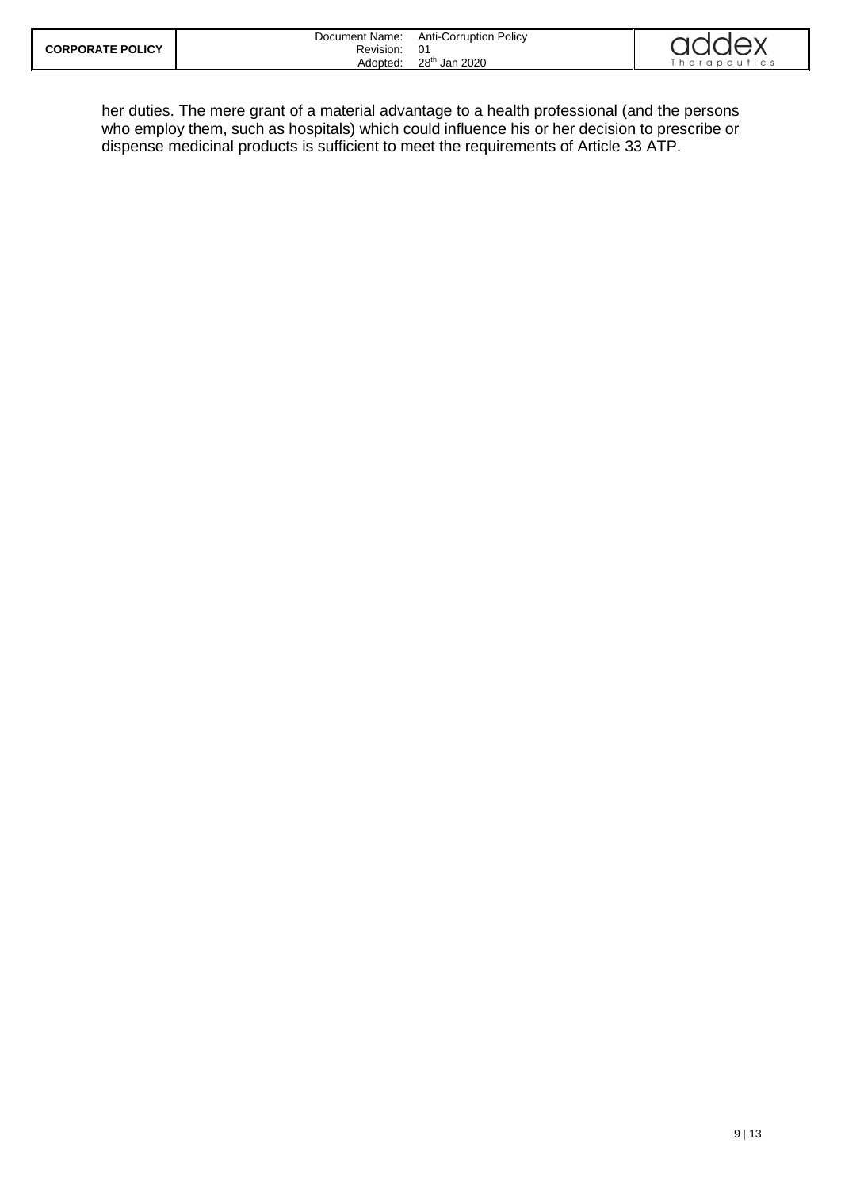her duties. The mere grant of a material advantage to a health professional (and the persons who employ them, such as hospitals) which could influence his or her decision to prescribe or dispense medicinal products is sufficient to meet the requirements of Article 33 ATP.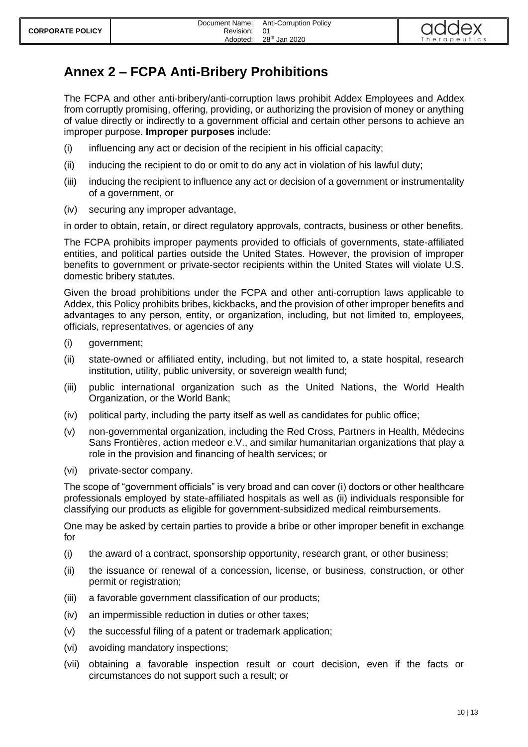# Annex 2 – FCPA Anti-Bribery Prohibitions

The FCPA and other anti-bribery/anti-corruption laws prohibit Addex Employees and Addex from corruptly promising, offering, providing, or authorizing the provision of money or anything of value directly or indirectly to a government official and certain other persons to achieve an improper purpose. **Improper purposes** include:

(i) influencing any act or decision of the recipient in his official capacity;

(ii) inducing the recipient to do or omit to do any act in violation of his lawful duty;

(iii) inducing the recipient to influence any act or decision of a government or instrumentality of a government, or

(iv) securing any improper advantage,

in order to obtain, retain, or direct regulatory approvals, contracts, business or other benefits.

The FCPA prohibits improper payments provided to officials of governments, state-affiliated entities, and political parties outside the United States. However, the provision of improper benefits to government or private-sector recipients within the United States will violate U.S. domestic bribery statutes.

Given the broad prohibitions under the FCPA and other anti-corruption laws applicable to Addex, this Policy prohibits bribes, kickbacks, and the provision of other improper benefits and advantages to any person, entity, or organization, including, but not limited to, employees, officials, representatives, or agencies of any

(i) government;

(ii) state-owned or affiliated entity, including, but not limited to, a state hospital, research institution, utility, public university, or sovereign wealth fund;

(iii) public international organization such as the United Nations, the World Health Organization, or the World Bank;

(iv) political party, including the party itself as well as candidates for public office;

(v) non-governmental organization, including the Red Cross, Partners in Health, Médecins Sans Frontières, action medeor e.V., and similar humanitarian organizations that play a role in the provision and financing of health services; or

(vi) private-sector company.

The scope of "government officials" is very broad and can cover (i) doctors or other healthcare professionals employed by state-affiliated hospitals as well as (ii) individuals responsible for classifying our products as eligible for government-subsidized medical reimbursements.

One may be asked by certain parties to provide a bribe or other improper benefit in exchange for

(i) the award of a contract, sponsorship opportunity, research grant, or other business;

(ii) the issuance or renewal of a concession, license, or business, construction, or other permit or registration;

(iii) a favorable government classification of our products;

(iv) an impermissible reduction in duties or other taxes;

(v) the successful filing of a patent or trademark application;

(vi) avoiding mandatory inspections;

(vii) obtaining a favorable inspection result or court decision, even if the facts or circumstances do not support such a result; or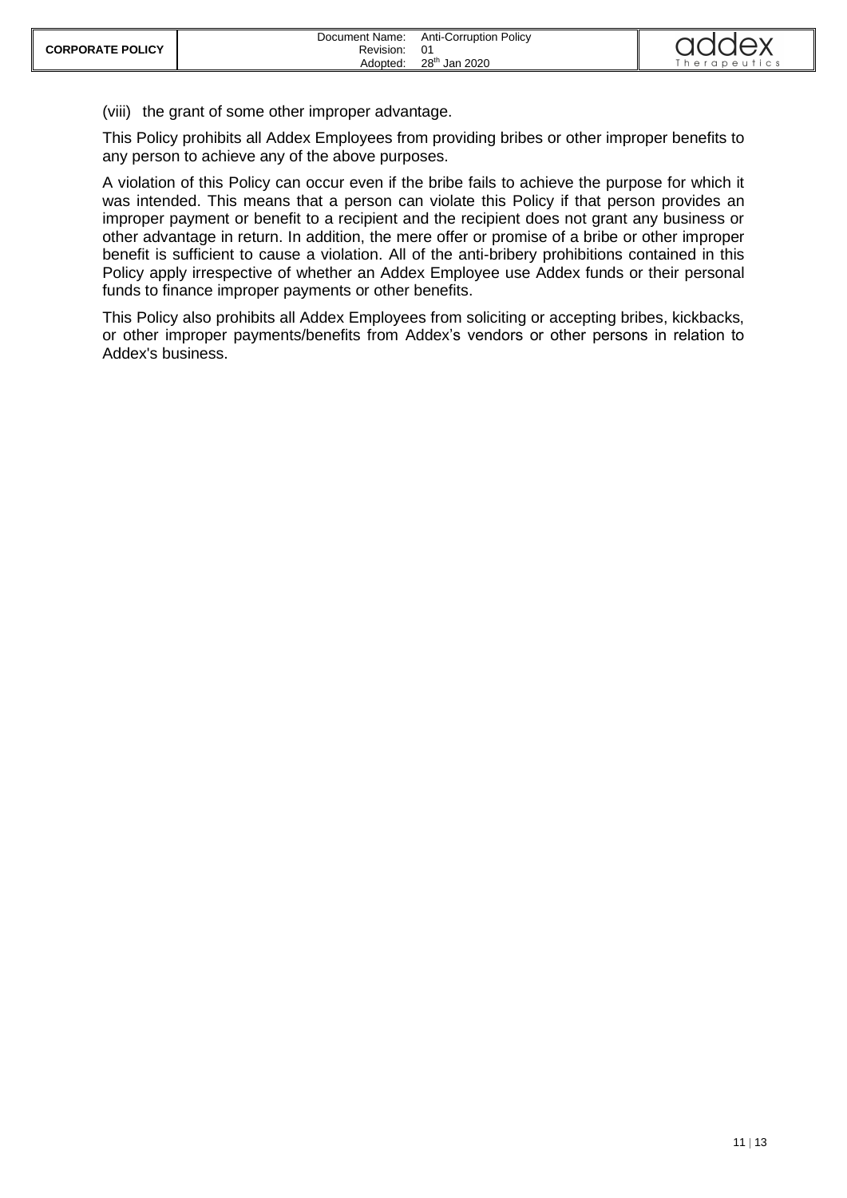(viii) the grant of some other improper advantage.

This Policy prohibits all Addex Employees from providing bribes or other improper benefits to any person to achieve any of the above purposes.

A violation of this Policy can occur even if the bribe fails to achieve the purpose for which it was intended. This means that a person can violate this Policy if that person provides an improper payment or benefit to a recipient and the recipient does not grant any business or other advantage in return. In addition, the mere offer or promise of a bribe or other improper benefit is sufficient to cause a violation. All of the anti-bribery prohibitions contained in this Policy apply irrespective of whether an Addex Employee use Addex funds or their personal funds to finance improper payments or other benefits.

This Policy also prohibits all Addex Employees from soliciting or accepting bribes, kickbacks, or other improper payments/benefits from Addex's vendors or other persons in relation to Addex's business.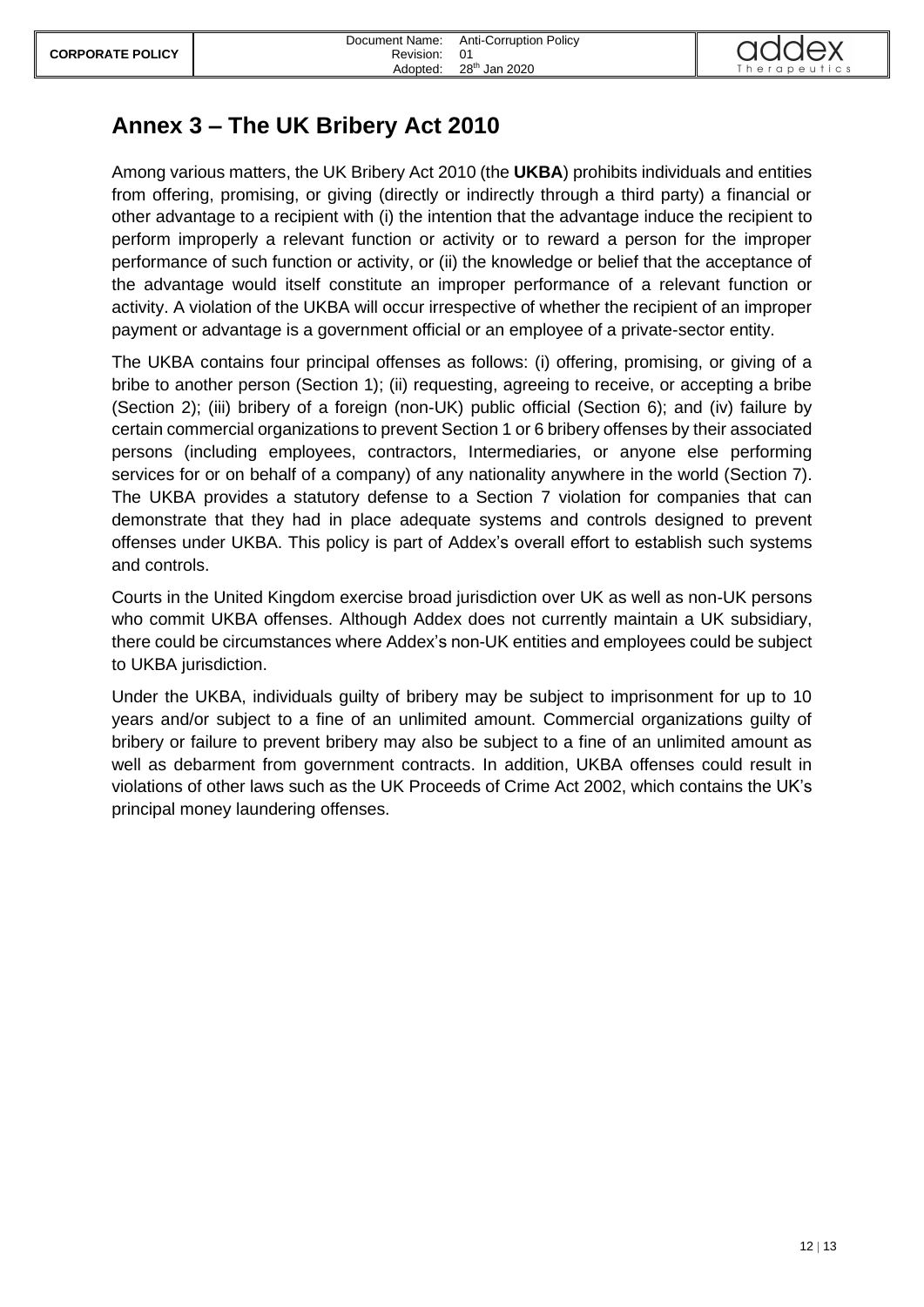# Annex 3 – The UK Bribery Act 2010

Among various matters, the UK Bribery Act 2010 (the **UKBA**) prohibits individuals and entities from offering, promising, or giving (directly or indirectly through a third party) a financial or other advantage to a recipient with (i) the intention that the advantage induce the recipient to perform improperly a relevant function or activity or to reward a person for the improper performance of such function or activity, or (ii) the knowledge or belief that the acceptance of the advantage would itself constitute an improper performance of a relevant function or activity. A violation of the UKBA will occur irrespective of whether the recipient of an improper payment or advantage is a government official or an employee of a private-sector entity.

The UKBA contains four principal offenses as follows: (i) offering, promising, or giving of a bribe to another person (Section 1); (ii) requesting, agreeing to receive, or accepting a bribe (Section 2); (iii) bribery of a foreign (non-UK) public official (Section 6); and (iv) failure by certain commercial organizations to prevent Section 1 or 6 bribery offenses by their associated persons (including employees, contractors, Intermediaries, or anyone else performing services for or on behalf of a company) of any nationality anywhere in the world (Section 7). The UKBA provides a statutory defense to a Section 7 violation for companies that can demonstrate that they had in place adequate systems and controls designed to prevent offenses under UKBA. This policy is part of Addex's overall effort to establish such systems and controls.

Courts in the United Kingdom exercise broad jurisdiction over UK as well as non-UK persons who commit UKBA offenses. Although Addex does not currently maintain a UK subsidiary, there could be circumstances where Addex's non-UK entities and employees could be subject to UKBA jurisdiction.

Under the UKBA, individuals guilty of bribery may be subject to imprisonment for up to 10 years and/or subject to a fine of an unlimited amount. Commercial organizations guilty of bribery or failure to prevent bribery may also be subject to a fine of an unlimited amount as well as debarment from government contracts. In addition, UKBA offenses could result in violations of other laws such as the UK Proceeds of Crime Act 2002, which contains the UK's principal money laundering offenses.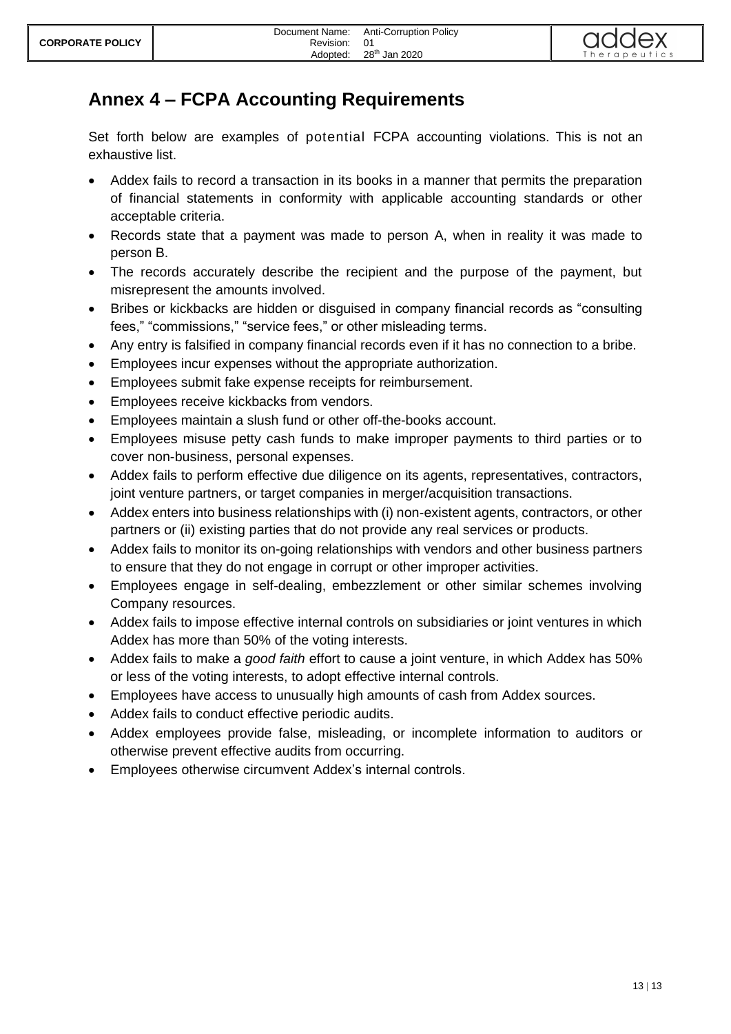# Annex 4 – FCPA Accounting Requirements

Set forth below are examples of potential FCPA accounting violations. This is not an exhaustive list.

- Addex fails to record a transaction in its books in a manner that permits the preparation of financial statements in conformity with applicable accounting standards or other acceptable criteria.
- Records state that a payment was made to person A, when in reality it was made to person B.
- The records accurately describe the recipient and the purpose of the payment, but misrepresent the amounts involved.
- Bribes or kickbacks are hidden or disguised in company financial records as "consulting fees," "commissions," "service fees," or other misleading terms.
- Any entry is falsified in company financial records even if it has no connection to a bribe.
- Employees incur expenses without the appropriate authorization.
- Employees submit fake expense receipts for reimbursement.
- Employees receive kickbacks from vendors.
- Employees maintain a slush fund or other off-the-books account.
- Employees misuse petty cash funds to make improper payments to third parties or to cover non-business, personal expenses.
- Addex fails to perform effective due diligence on its agents, representatives, contractors, joint venture partners, or target companies in merger/acquisition transactions.
- Addex enters into business relationships with (i) non-existent agents, contractors, or other partners or (ii) existing parties that do not provide any real services or products.
- Addex fails to monitor its on-going relationships with vendors and other business partners to ensure that they do not engage in corrupt or other improper activities.
- Employees engage in self-dealing, embezzlement or other similar schemes involving Company resources.
- Addex fails to impose effective internal controls on subsidiaries or joint ventures in which Addex has more than 50% of the voting interests.
- Addex fails to make a *good faith* effort to cause a joint venture, in which Addex has 50% or less of the voting interests, to adopt effective internal controls.
- Employees have access to unusually high amounts of cash from Addex sources.
- Addex fails to conduct effective periodic audits.
- Addex employees provide false, misleading, or incomplete information to auditors or otherwise prevent effective audits from occurring.
- Employees otherwise circumvent Addex's internal controls.